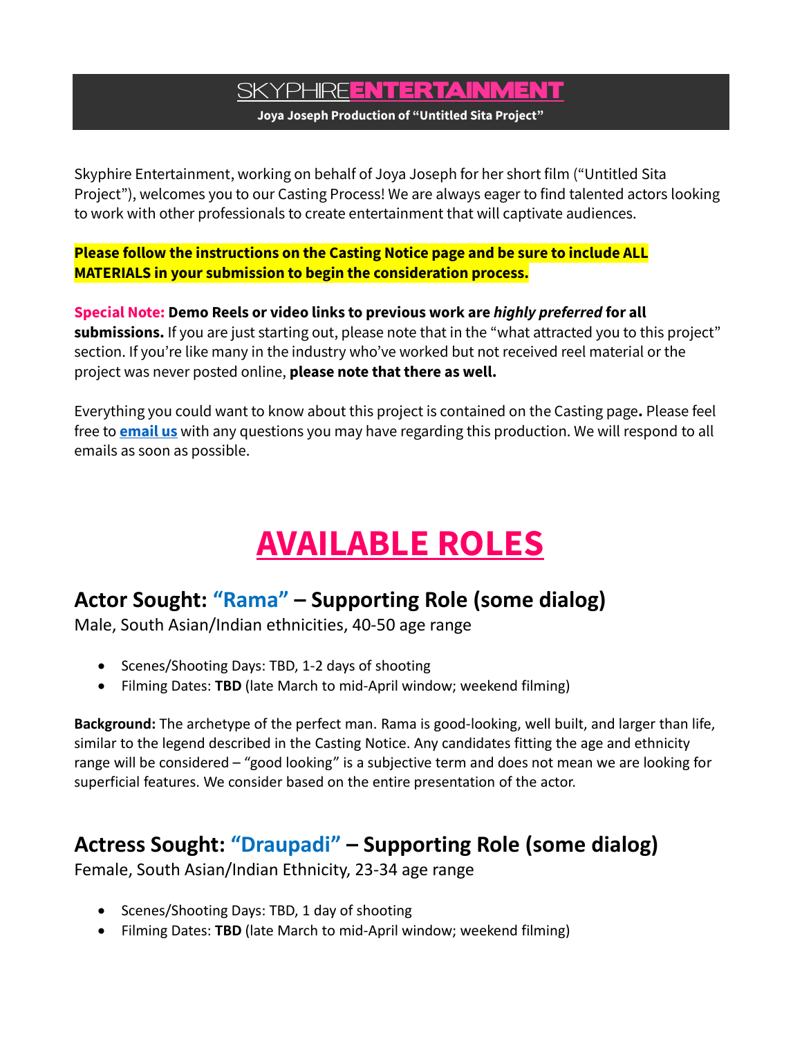# SKYPHIREENTERTAINMENT

**Joya Joseph Production of "Untitled Sita Project"**

Skyphire Entertainment, working on behalf of Joya Joseph for her short film ("Untitled Sita Project"), welcomes you to our Casting Process! We are always eager to find talented actors looking to work with other professionals to create entertainment that will captivate audiences.

**Please follow the instructions on the Casting Notice page and be sure to include ALL MATERIALS in your submission to begin the consideration process.**

**Special Note: Demo Reels or video links to previous work are *highly preferred* for all submissions.** If you are just starting out, please note that in the "what attracted you to this project" section. If you're like many in the industry who've worked but not received reel material or the project was never posted online, **please note that there as well.**

Everything you could want to know about this project is contained on the Casting page**.** Please feel free to **email us** with any questions you may have regarding this production. We will respond to all emails as soon as possible.

# AVAILABLE ROLES

## Actor Sought: "Rama" – Supporting Role (some dialog)

Male, South Asian/Indian ethnicities, 40-50 age range

- Scenes/Shooting Days: TBD, 1-2 days of shooting
- Filming Dates: **TBD** (late March to mid-April window; weekend filming)

**Background:** The archetype of the perfect man. Rama is good-looking, well built, and larger than life, similar to the legend described in the Casting Notice. Any candidates fitting the age and ethnicity range will be considered – "good looking" is a subjective term and does not mean we are looking for superficial features. We consider based on the entire presentation of the actor.

## Actress Sought: "Draupadi" – Supporting Role (some dialog)

Female, South Asian/Indian Ethnicity, 23-34 age range

- Scenes/Shooting Days: TBD, 1 day of shooting
- Filming Dates: **TBD** (late March to mid-April window; weekend filming)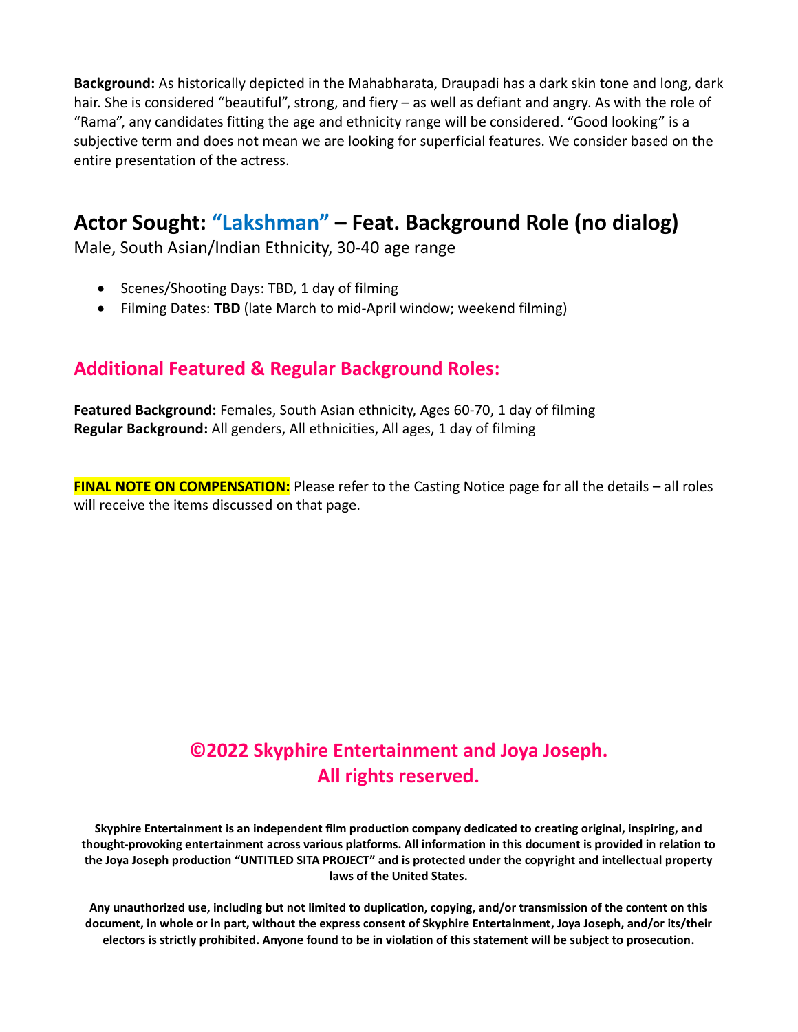**Background:** As historically depicted in the Mahabharata, Draupadi has a dark skin tone and long, dark hair. She is considered "beautiful", strong, and fiery – as well as defiant and angry. As with the role of "Rama", any candidates fitting the age and ethnicity range will be considered. "Good looking" is a subjective term and does not mean we are looking for superficial features. We consider based on the entire presentation of the actress.

## Actor Sought: "Lakshman" – Feat. Background Role (no dialog)

Male, South Asian/Indian Ethnicity, 30-40 age range

- Scenes/Shooting Days: TBD, 1 day of filming
- Filming Dates: **TBD** (late March to mid-April window; weekend filming)

### Additional Featured & Regular Background Roles:

**Featured Background:** Females, South Asian ethnicity, Ages 60-70, 1 day of filming
**Regular Background:** All genders, All ethnicities, All ages, 1 day of filming

**FINAL NOTE ON COMPENSATION:** Please refer to the Casting Notice page for all the details – all roles will receive the items discussed on that page.

## ©2022 Skyphire Entertainment and Joya Joseph. All rights reserved.

**Skyphire Entertainment is an independent film production company dedicated to creating original, inspiring, and thought-provoking entertainment across various platforms. All information in this document is provided in relation to the Joya Joseph production "UNTITLED SITA PROJECT" and is protected under the copyright and intellectual property laws of the United States.**

**Any unauthorized use, including but not limited to duplication, copying, and/or transmission of the content on this document, in whole or in part, without the express consent of Skyphire Entertainment, Joya Joseph, and/or its/their electors is strictly prohibited. Anyone found to be in violation of this statement will be subject to prosecution.**